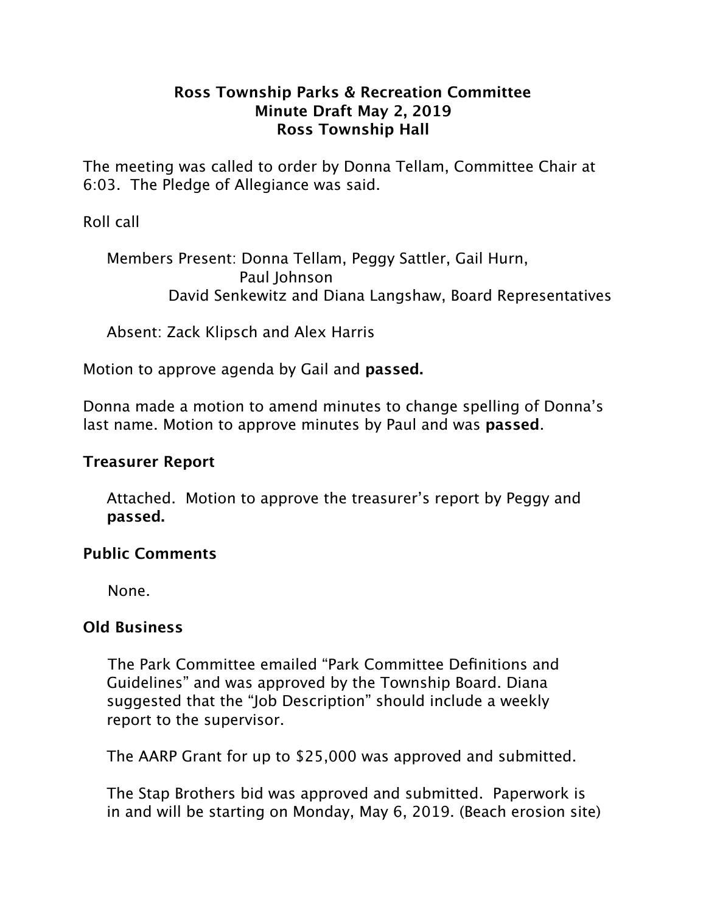**Ross Township Parks & Recreation Committee**
**Minute Draft May 2, 2019**
**Ross Township Hall**

The meeting was called to order by Donna Tellam, Committee Chair at 6:03. The Pledge of Allegiance was said.

Roll call

Members Present: Donna Tellam, Peggy Sattler, Gail Hurn, Paul Johnson
David Senkewitz and Diana Langshaw, Board Representatives

Absent: Zack Klipsch and Alex Harris

Motion to approve agenda by Gail and **passed.**

Donna made a motion to amend minutes to change spelling of Donna's last name. Motion to approve minutes by Paul and was **passed**.

### Treasurer Report

Attached. Motion to approve the treasurer's report by Peggy and **passed.**

### Public Comments

None.

### Old Business

The Park Committee emailed "Park Committee Definitions and Guidelines" and was approved by the Township Board. Diana suggested that the "Job Description" should include a weekly report to the supervisor.

The AARP Grant for up to $25,000 was approved and submitted.

The Stap Brothers bid was approved and submitted. Paperwork is in and will be starting on Monday, May 6, 2019. (Beach erosion site)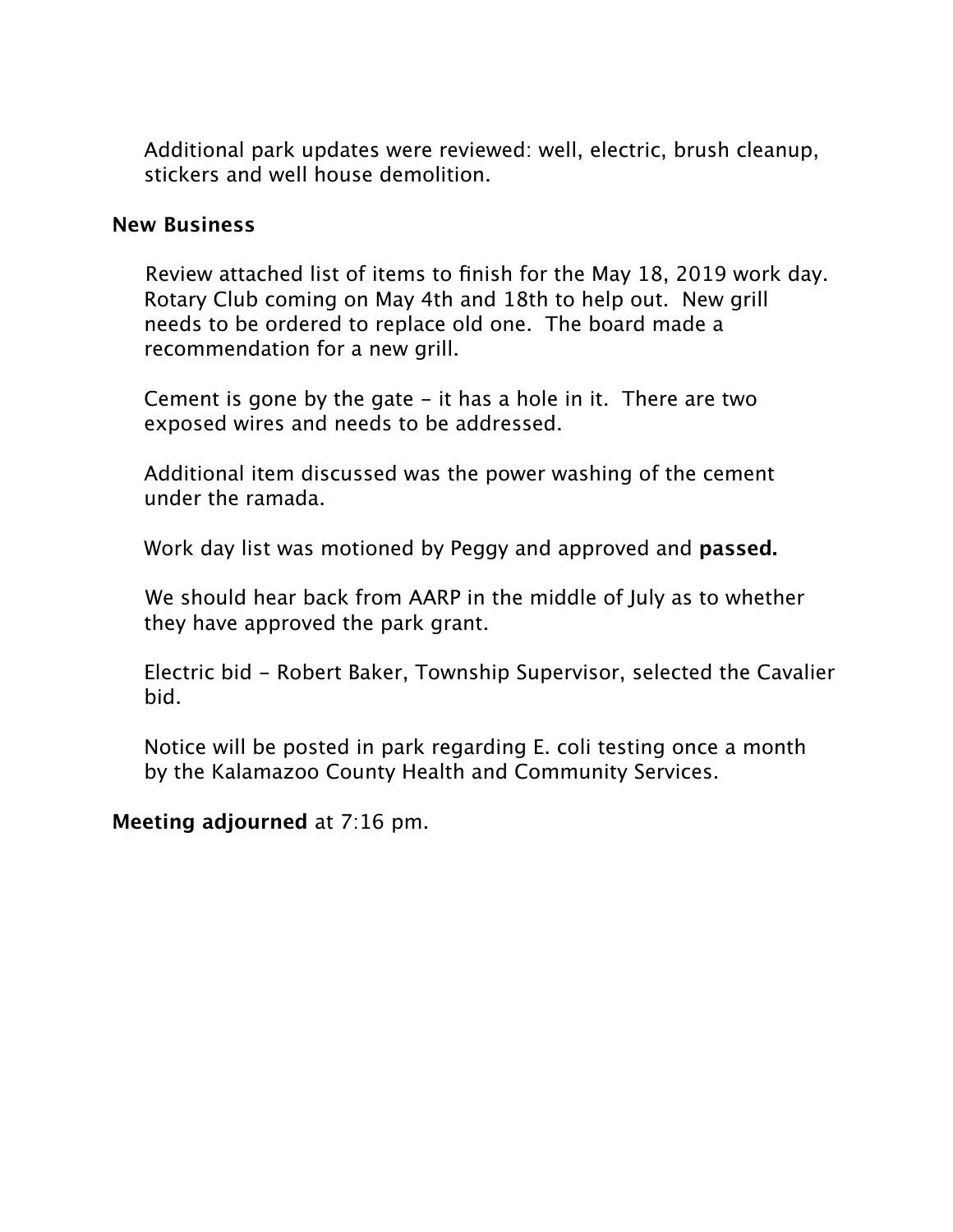Additional park updates were reviewed: well, electric, brush cleanup, stickers and well house demolition.

**New Business**

Review attached list of items to finish for the May 18, 2019 work day. Rotary Club coming on May 4th and 18th to help out. New grill needs to be ordered to replace old one. The board made a recommendation for a new grill.

Cement is gone by the gate - it has a hole in it. There are two exposed wires and needs to be addressed.

Additional item discussed was the power washing of the cement under the ramada.

Work day list was motioned by Peggy and approved and **passed.**

We should hear back from AARP in the middle of July as to whether they have approved the park grant.

Electric bid - Robert Baker, Township Supervisor, selected the Cavalier bid.

Notice will be posted in park regarding E. coli testing once a month by the Kalamazoo County Health and Community Services.

**Meeting adjourned** at 7:16 pm.